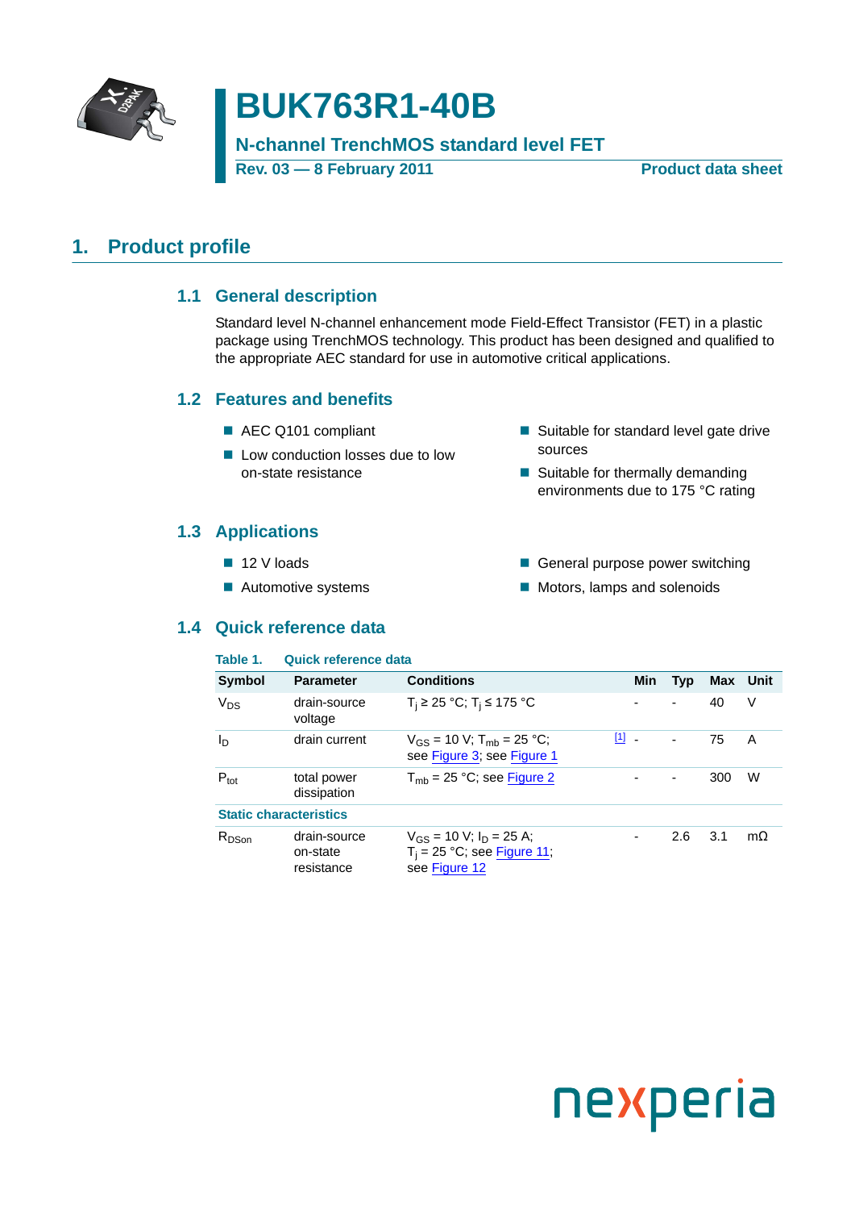# BUK763R1-40B

**N-channel TrenchMOS standard level FET**

**Rev. 03 — 8 February 2011** **Product data sheet**

## 1. Product profile

### 1.1 General description

Standard level N-channel enhancement mode Field-Effect Transistor (FET) in a plastic package using TrenchMOS technology. This product has been designed and qualified to the appropriate AEC standard for use in automotive critical applications.

### 1.2 Features and benefits

- AEC Q101 compliant
- Low conduction losses due to low on-state resistance
- Suitable for standard level gate drive sources
- Suitable for thermally demanding environments due to 175 °C rating

### 1.3 Applications

- 12 V loads
- Automotive systems
- General purpose power switching
- Motors, lamps and solenoids

### 1.4 Quick reference data

**Table 1. Quick reference data**

| Symbol | Parameter | Conditions | | Min | Typ | Max | Unit |
|---|---|---|---|---|---|---|---|
| $V_{DS}$ | drain-source voltage | $T_j \geq 25$ °C; $T_j \leq 175$ °C | | - | - | 40 | V |
| $I_D$ | drain current | $V_{GS}$ = 10 V; $T_{mb}$ = 25 °C; see Figure 3; see Figure 1 | [1] | - | - | 75 | A |
| $P_{tot}$ | total power dissipation | $T_{mb}$ = 25 °C; see Figure 2 | | - | - | 300 | W |
| **Static characteristics** | | | | | | | |
| $R_{DSon}$ | drain-source on-state resistance | $V_{GS}$ = 10 V; $I_D$ = 25 A; $T_j$ = 25 °C; see Figure 11; see Figure 12 | | - | 2.6 | 3.1 | mΩ |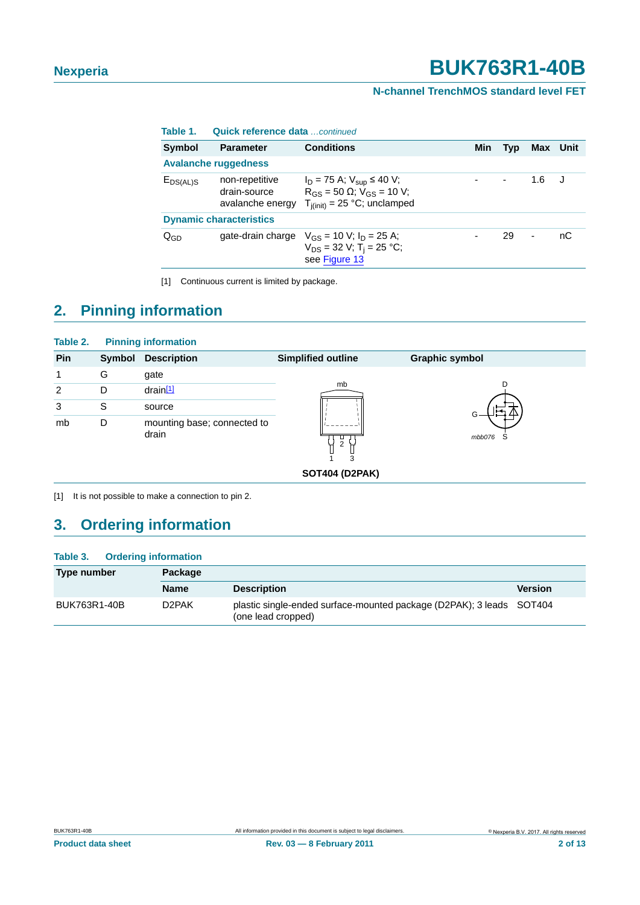**Table 1. Quick reference data** *...continued*

| Symbol | Parameter | Conditions | Min | Typ | Max | Unit |
|---|---|---|---|---|---|---|
| **Avalanche ruggedness** | | | | | | |
| $E_{DS(AL)S}$ | non-repetitive drain-source avalanche energy | $I_D$ = 75 A; $V_{sup}$ ≤ 40 V; $R_{GS}$ = 50 Ω; $V_{GS}$ = 10 V; $T_{j(init)}$ = 25 °C; unclamped | - | - | 1.6 | J |
| **Dynamic characteristics** | | | | | | |
| $Q_{GD}$ | gate-drain charge | $V_{GS}$ = 10 V; $I_D$ = 25 A; $V_{DS}$ = 32 V; $T_j$ = 25 °C; see Figure 13 | - | 29 | - | nC |

[1] Continuous current is limited by package.

## 2. Pinning information

**Table 2. Pinning information**

| Pin | Symbol | Description | Simplified outline | Graphic symbol |
|---|---|---|---|---|
| 1 | G | gate | SOT404 (D2PAK) | mbb076 |
| 2 | D | drain[1] | | |
| 3 | S | source | | |
| mb | D | mounting base; connected to drain | | |

[1] It is not possible to make a connection to pin 2.

## 3. Ordering information

**Table 3. Ordering information**

| Type number | Package | | |
|---|---|---|---|
| | **Name** | **Description** | **Version** |
| BUK763R1-40B | D2PAK | plastic single-ended surface-mounted package (D2PAK); 3 leads (one lead cropped) | SOT404 |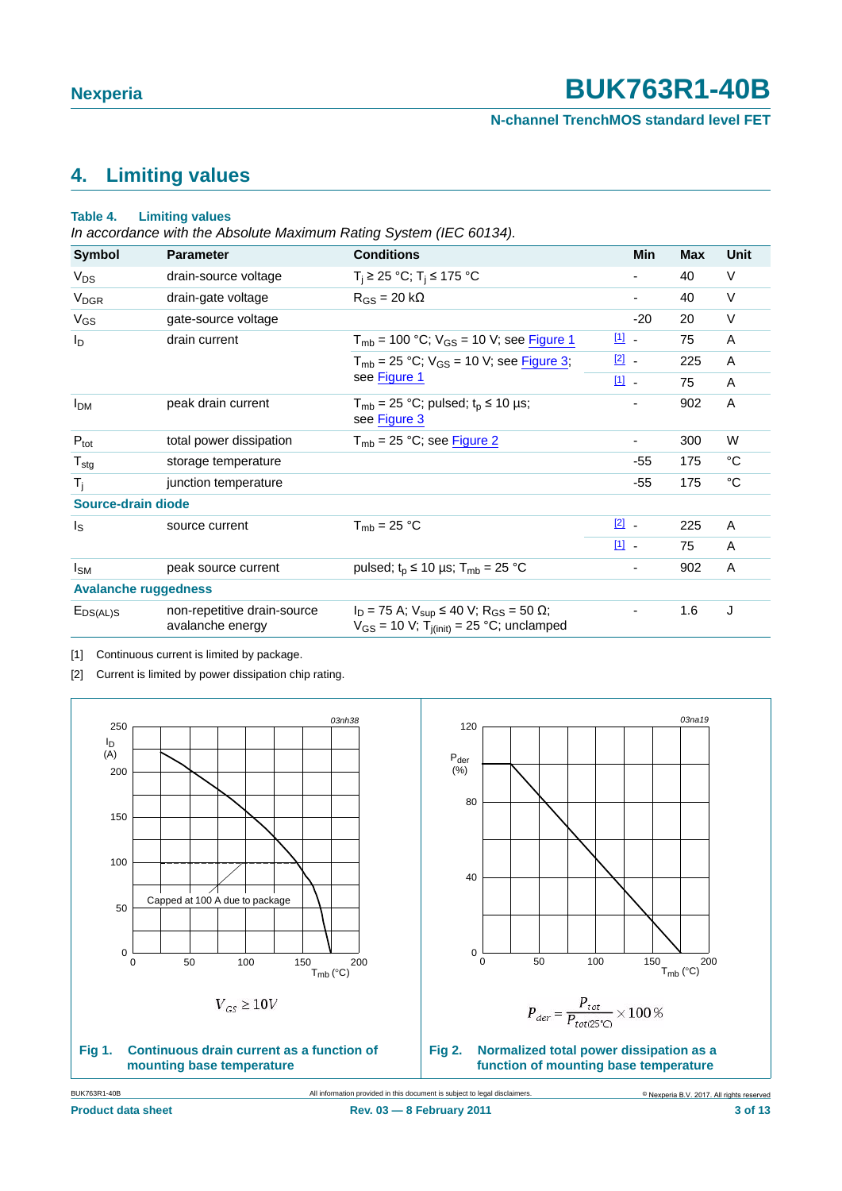# 4. Limiting values

**Table 4. Limiting values**

*In accordance with the Absolute Maximum Rating System (IEC 60134).*

| Symbol | Parameter | Conditions | | Min | Max | Unit |
|---|---|---|---|---|---|---|
| $V_{DS}$ | drain-source voltage | $T_j \geq 25$ °C; $T_j \leq 175$ °C | | - | 40 | V |
| $V_{DGR}$ | drain-gate voltage | $R_{GS} = 20$ kΩ | | - | 40 | V |
| $V_{GS}$ | gate-source voltage | | | -20 | 20 | V |
| $I_D$ | drain current | $T_{mb} = 100$ °C; $V_{GS} = 10$ V; see Figure 1 | [1] | - | 75 | A |
| | | $T_{mb} = 25$ °C; $V_{GS} = 10$ V; see Figure 3; see Figure 1 | [2] | - | 225 | A |
| | | | [1] | - | 75 | A |
| $I_{DM}$ | peak drain current | $T_{mb} = 25$ °C; pulsed; $t_p \leq 10$ µs; see Figure 3 | | - | 902 | A |
| $P_{tot}$ | total power dissipation | $T_{mb} = 25$ °C; see Figure 2 | | - | 300 | W |
| $T_{stg}$ | storage temperature | | | -55 | 175 | °C |
| $T_j$ | junction temperature | | | -55 | 175 | °C |
| **Source-drain diode** | | | | | | |
| $I_S$ | source current | $T_{mb} = 25$ °C | [2] | - | 225 | A |
| | | | [1] | - | 75 | A |
| $I_{SM}$ | peak source current | pulsed; $t_p \leq 10$ µs; $T_{mb} = 25$ °C | | - | 902 | A |
| **Avalanche ruggedness** | | | | | | |
| $E_{DS(AL)S}$ | non-repetitive drain-source avalanche energy | $I_D = 75$ A; $V_{sup} \leq 40$ V; $R_{GS} = 50$ Ω; $V_{GS} = 10$ V; $T_{j(init)} = 25$ °C; unclamped | | - | 1.6 | J |

[1] Continuous current is limited by package.

[2] Current is limited by power dissipation chip rating.

$$V_{GS} \geq 10V$$

**Fig 1. Continuous drain current as a function of mounting base temperature**

$$P_{der} = \frac{P_{tot}}{P_{tot(25°C)}} \times 100\,\%$$

**Fig 2. Normalized total power dissipation as a function of mounting base temperature**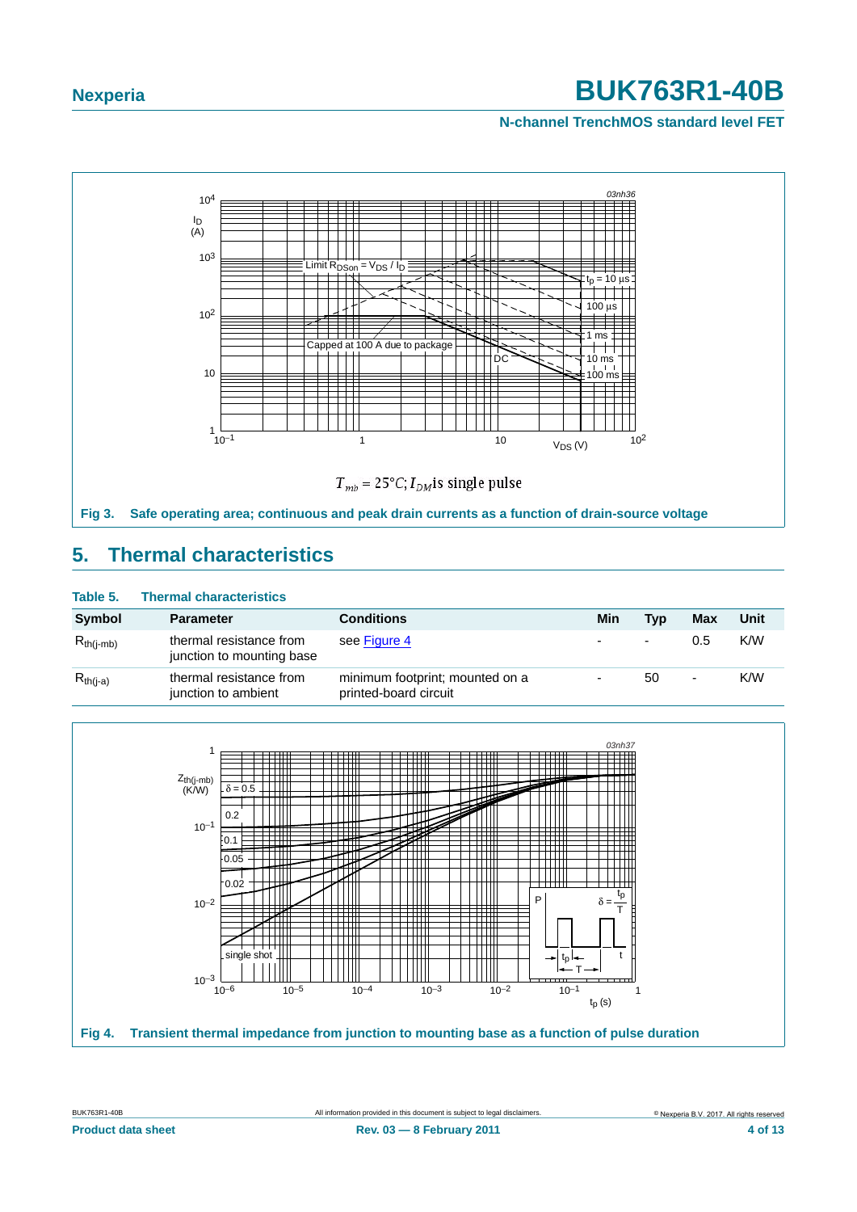$T_{mb} = 25°C; I_{DM}$ is single pulse

**Fig 3. Safe operating area; continuous and peak drain currents as a function of drain-source voltage**

## 5. Thermal characteristics

**Table 5. Thermal characteristics**

| Symbol | Parameter | Conditions | Min | Typ | Max | Unit |
|---|---|---|---|---|---|---|
| $R_{th(j-mb)}$ | thermal resistance from junction to mounting base | see Figure 4 | - | - | 0.5 | K/W |
| $R_{th(j-a)}$ | thermal resistance from junction to ambient | minimum footprint; mounted on a printed-board circuit | - | 50 | - | K/W |

**Fig 4. Transient thermal impedance from junction to mounting base as a function of pulse duration**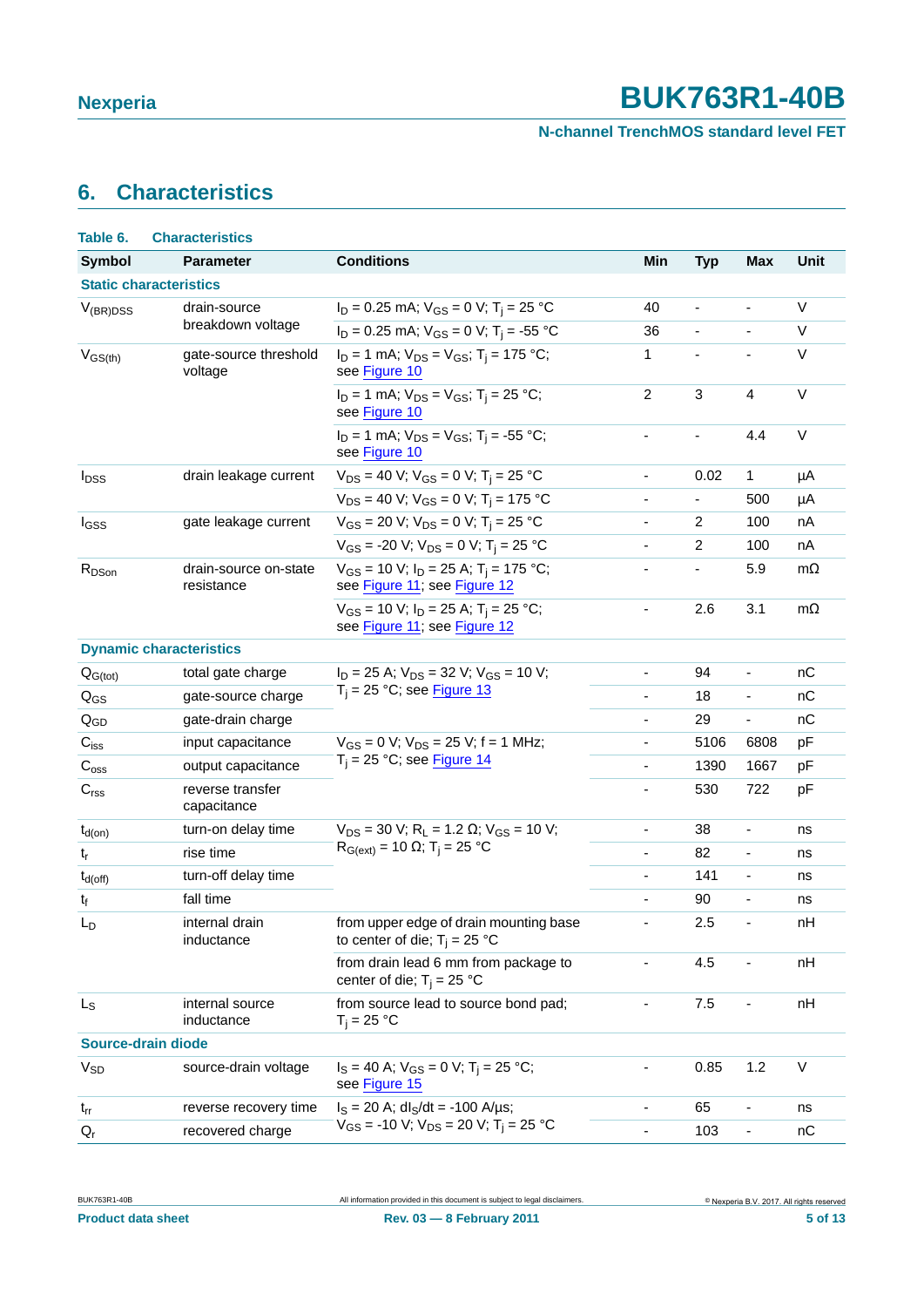## 6. Characteristics

**Table 6. Characteristics**

| Symbol | Parameter | Conditions | Min | Typ | Max | Unit |
|---|---|---|---|---|---|---|
| **Static characteristics** | | | | | | |
| $V_{(BR)DSS}$ | drain-source breakdown voltage | $I_D$ = 0.25 mA; $V_{GS}$ = 0 V; $T_j$ = 25 °C | 40 | - | - | V |
| | | $I_D$ = 0.25 mA; $V_{GS}$ = 0 V; $T_j$ = -55 °C | 36 | - | - | V |
| $V_{GS(th)}$ | gate-source threshold voltage | $I_D$ = 1 mA; $V_{DS}$ = $V_{GS}$; $T_j$ = 175 °C; see Figure 10 | 1 | - | - | V |
| | | $I_D$ = 1 mA; $V_{DS}$ = $V_{GS}$; $T_j$ = 25 °C; see Figure 10 | 2 | 3 | 4 | V |
| | | $I_D$ = 1 mA; $V_{DS}$ = $V_{GS}$; $T_j$ = -55 °C; see Figure 10 | - | - | 4.4 | V |
| $I_{DSS}$ | drain leakage current | $V_{DS}$ = 40 V; $V_{GS}$ = 0 V; $T_j$ = 25 °C | - | 0.02 | 1 | µA |
| | | $V_{DS}$ = 40 V; $V_{GS}$ = 0 V; $T_j$ = 175 °C | - | - | 500 | µA |
| $I_{GSS}$ | gate leakage current | $V_{GS}$ = 20 V; $V_{DS}$ = 0 V; $T_j$ = 25 °C | - | 2 | 100 | nA |
| | | $V_{GS}$ = -20 V; $V_{DS}$ = 0 V; $T_j$ = 25 °C | - | 2 | 100 | nA |
| $R_{DSon}$ | drain-source on-state resistance | $V_{GS}$ = 10 V; $I_D$ = 25 A; $T_j$ = 175 °C; see Figure 11; see Figure 12 | - | - | 5.9 | mΩ |
| | | $V_{GS}$ = 10 V; $I_D$ = 25 A; $T_j$ = 25 °C; see Figure 11; see Figure 12 | - | 2.6 | 3.1 | mΩ |
| **Dynamic characteristics** | | | | | | |
| $Q_{G(tot)}$ | total gate charge | $I_D$ = 25 A; $V_{DS}$ = 32 V; $V_{GS}$ = 10 V; $T_j$ = 25 °C; see Figure 13 | - | 94 | - | nC |
| $Q_{GS}$ | gate-source charge | | - | 18 | - | nC |
| $Q_{GD}$ | gate-drain charge | | - | 29 | - | nC |
| $C_{iss}$ | input capacitance | $V_{GS}$ = 0 V; $V_{DS}$ = 25 V; f = 1 MHz; $T_j$ = 25 °C; see Figure 14 | - | 5106 | 6808 | pF |
| $C_{oss}$ | output capacitance | | - | 1390 | 1667 | pF |
| $C_{rss}$ | reverse transfer capacitance | | - | 530 | 722 | pF |
| $t_{d(on)}$ | turn-on delay time | $V_{DS}$ = 30 V; $R_L$ = 1.2 Ω; $V_{GS}$ = 10 V; $R_{G(ext)}$ = 10 Ω; $T_j$ = 25 °C | - | 38 | - | ns |
| $t_r$ | rise time | | - | 82 | - | ns |
| $t_{d(off)}$ | turn-off delay time | | - | 141 | - | ns |
| $t_f$ | fall time | | - | 90 | - | ns |
| $L_D$ | internal drain inductance | from upper edge of drain mounting base to center of die; $T_j$ = 25 °C | - | 2.5 | - | nH |
| | | from drain lead 6 mm from package to center of die; $T_j$ = 25 °C | - | 4.5 | - | nH |
| $L_S$ | internal source inductance | from source lead to source bond pad; $T_j$ = 25 °C | - | 7.5 | - | nH |
| **Source-drain diode** | | | | | | |
| $V_{SD}$ | source-drain voltage | $I_S$ = 40 A; $V_{GS}$ = 0 V; $T_j$ = 25 °C; see Figure 15 | - | 0.85 | 1.2 | V |
| $t_{rr}$ | reverse recovery time | $I_S$ = 20 A; $dI_S/dt$ = -100 A/µs; $V_{GS}$ = -10 V; $V_{DS}$ = 20 V; $T_j$ = 25 °C | - | 65 | - | ns |
| $Q_r$ | recovered charge | | - | 103 | - | nC |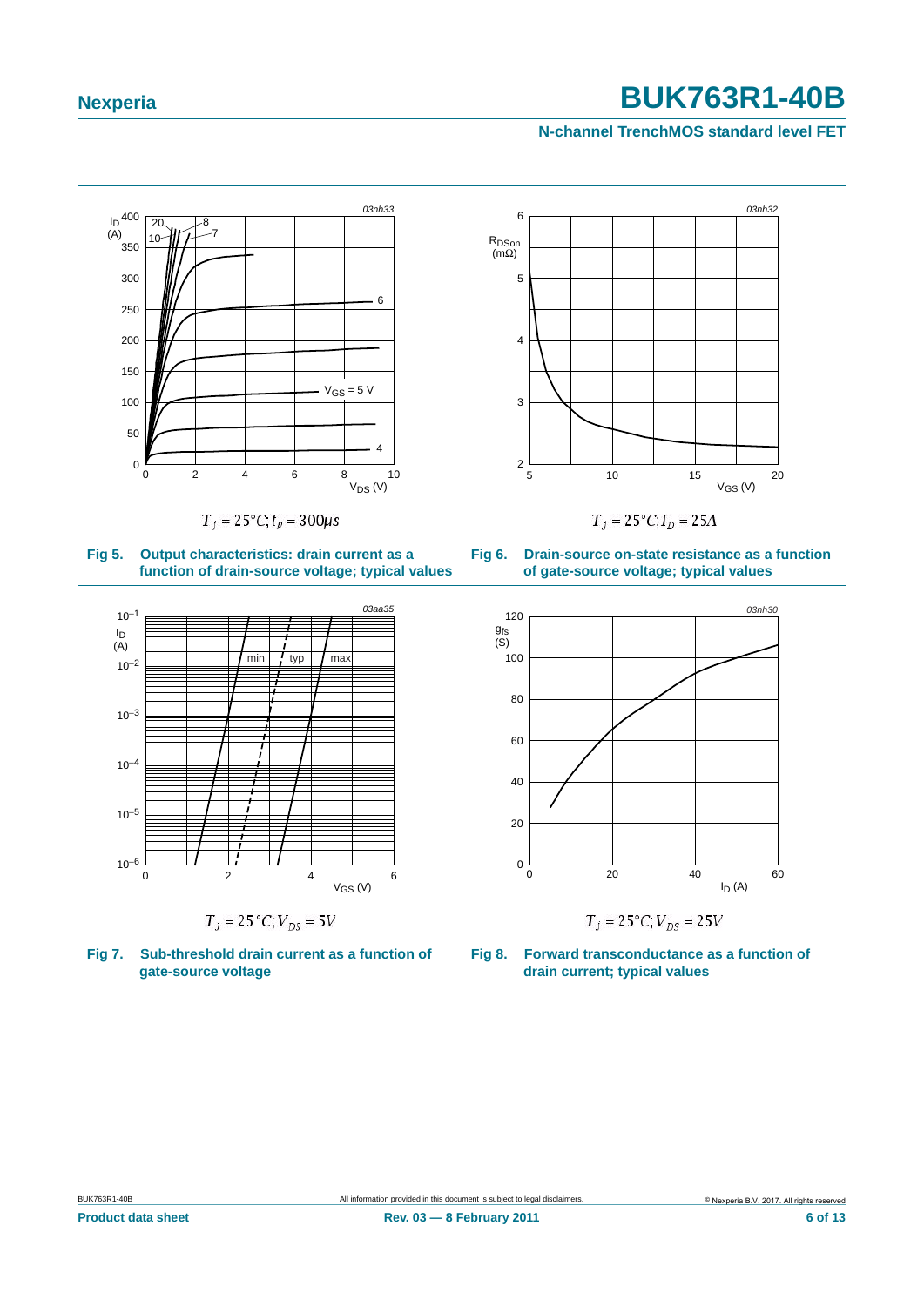$T_j = 25°C; t_p = 300 \mu s$

**Fig 5. Output characteristics: drain current as a function of drain-source voltage; typical values**

$T_j = 25°C; I_D = 25 A$

**Fig 6. Drain-source on-state resistance as a function of gate-source voltage; typical values**

$T_j = 25\,°C; V_{DS} = 5 V$

**Fig 7. Sub-threshold drain current as a function of gate-source voltage**

$T_j = 25°C; V_{DS} = 25 V$

**Fig 8. Forward transconductance as a function of drain current; typical values**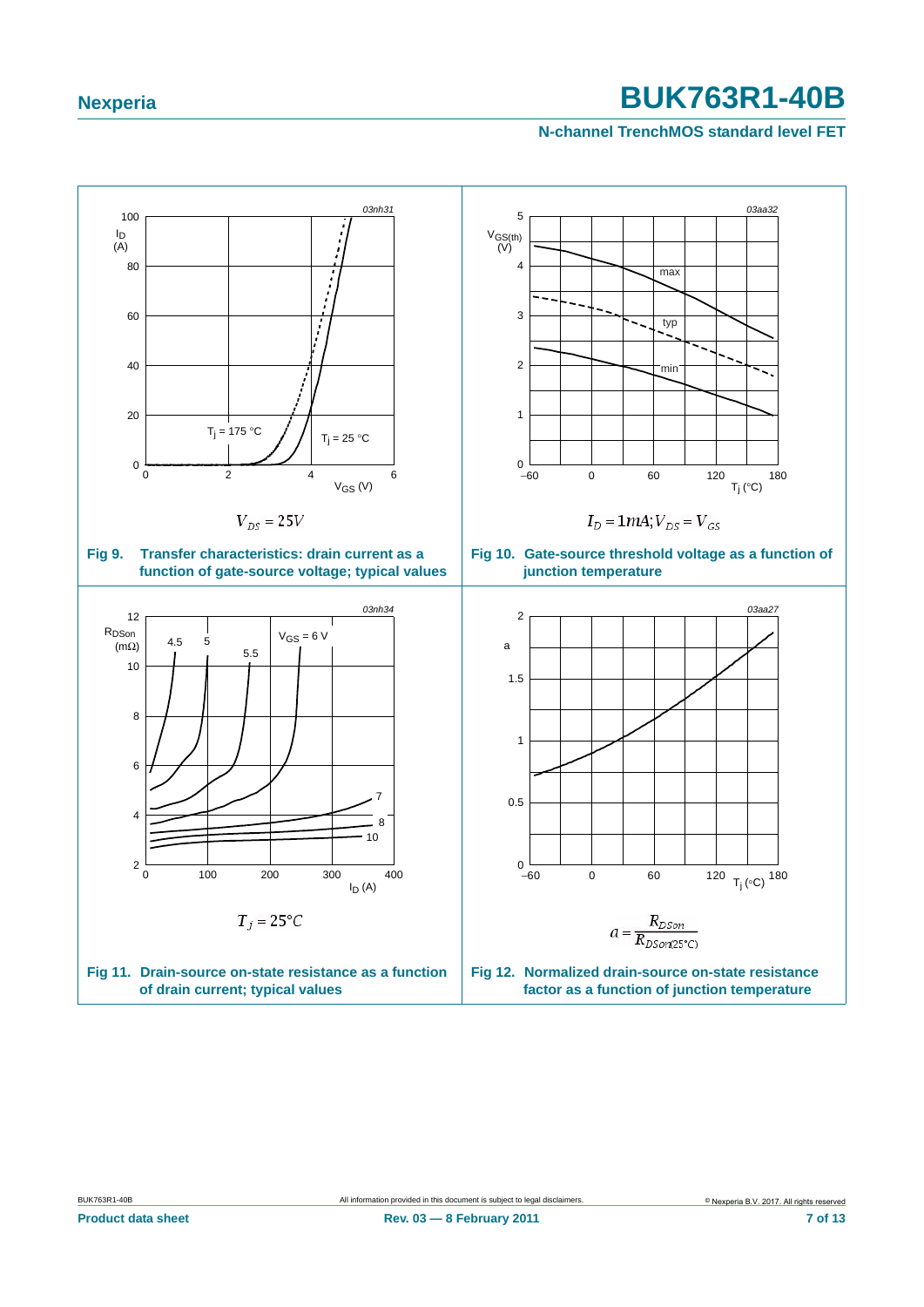$V_{DS} = 25V$

**Fig 9. Transfer characteristics: drain current as a function of gate-source voltage; typical values**

$I_D = 1mA; V_{DS} = V_{GS}$

**Fig 10. Gate-source threshold voltage as a function of junction temperature**

$T_j = 25°C$

**Fig 11. Drain-source on-state resistance as a function of drain current; typical values**

$$a = \frac{R_{DSon}}{R_{DSon(25°C)}}$$

**Fig 12. Normalized drain-source on-state resistance factor as a function of junction temperature**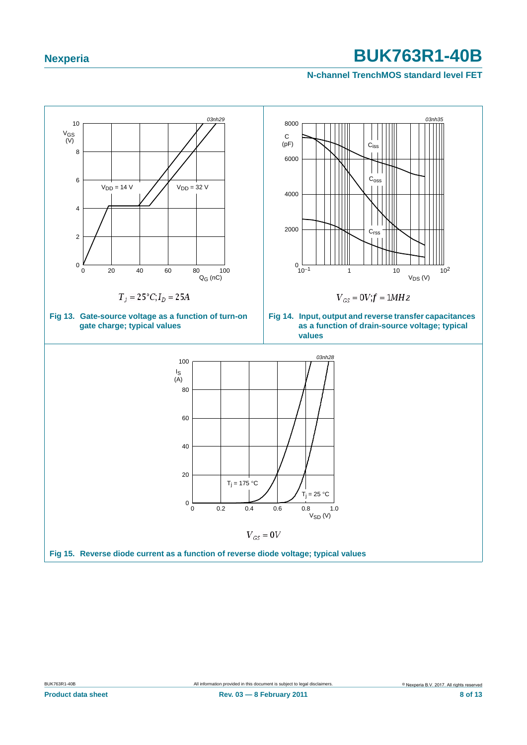03nh29

$V_{GS}$ (V)

$V_{DD}$ = 14 V

$V_{DD}$ = 32 V

$Q_G$ (nC)

$T_j = 25°C; I_D = 25A$

**Fig 13. Gate-source voltage as a function of turn-on gate charge; typical values**

03nh35

C (pF)

$C_{iss}$

$C_{oss}$

$C_{rss}$

$V_{DS}$ (V)

$V_{GS} = 0V; f = 1MHz$

**Fig 14. Input, output and reverse transfer capacitances as a function of drain-source voltage; typical values**

03nh28

$I_S$ (A)

$T_j$ = 175 °C

$T_j$ = 25 °C

$V_{SD}$ (V)

$V_{GS} = 0V$

**Fig 15. Reverse diode current as a function of reverse diode voltage; typical values**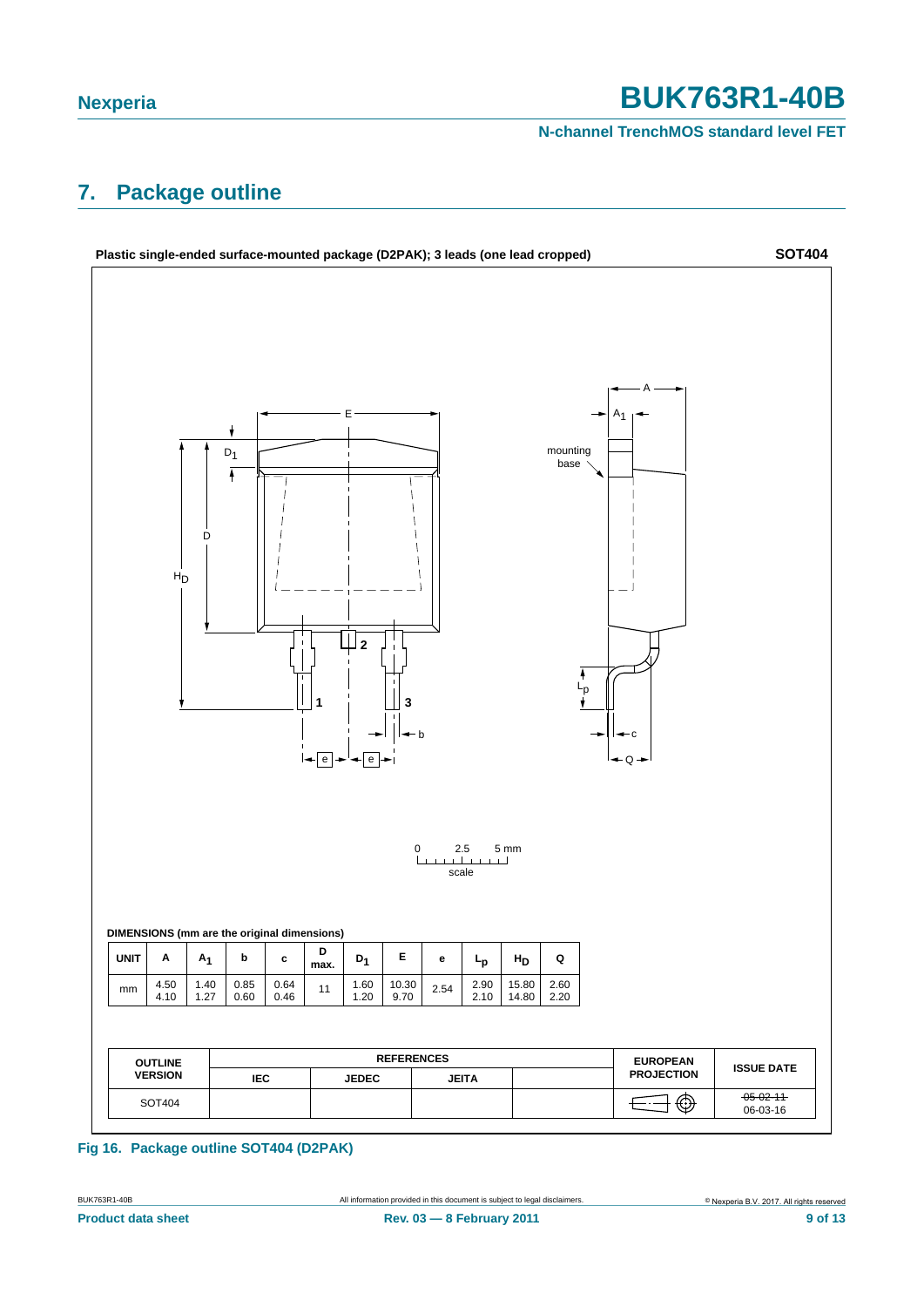## 7. Package outline

**Plastic single-ended surface-mounted package (D2PAK); 3 leads (one lead cropped)** **SOT404**

DIMENSIONS (mm are the original dimensions)

| UNIT | A | $A_1$ | b | c | D max. | $D_1$ | E | e | $L_p$ | $H_D$ | Q |
|---|---|---|---|---|---|---|---|---|---|---|---|
| mm | 4.50<br>4.10 | 1.40<br>1.27 | 0.85<br>0.60 | 0.64<br>0.46 | 11 | 1.60<br>1.20 | 10.30<br>9.70 | 2.54 | 2.90<br>2.10 | 15.80<br>14.80 | 2.60<br>2.20 |

| OUTLINE VERSION | REFERENCES | | | | EUROPEAN PROJECTION | ISSUE DATE |
|---|---|---|---|---|---|---|
| | IEC | JEDEC | JEITA | | | |
| SOT404 | | | | | | ~~05-02-11~~<br>06-03-16 |

**Fig 16. Package outline SOT404 (D2PAK)**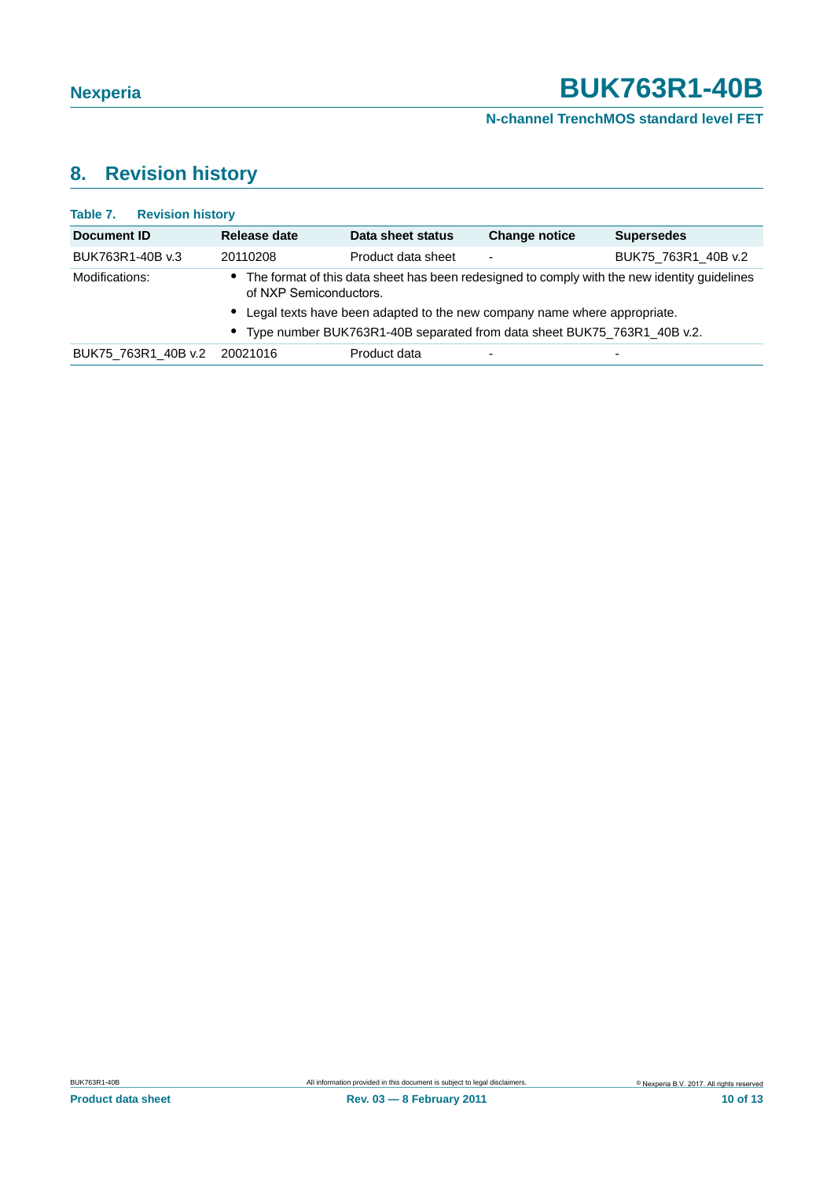## 8. Revision history

**Table 7. Revision history**

| Document ID | Release date | Data sheet status | Change notice | Supersedes |
|---|---|---|---|---|
| BUK763R1-40B v.3 | 20110208 | Product data sheet | - | BUK75_763R1_40B v.2 |
| Modifications: | • The format of this data sheet has been redesigned to comply with the new identity guidelines of NXP Semiconductors. • Legal texts have been adapted to the new company name where appropriate. • Type number BUK763R1-40B separated from data sheet BUK75_763R1_40B v.2. | | | |
| BUK75_763R1_40B v.2 | 20021016 | Product data | - | - |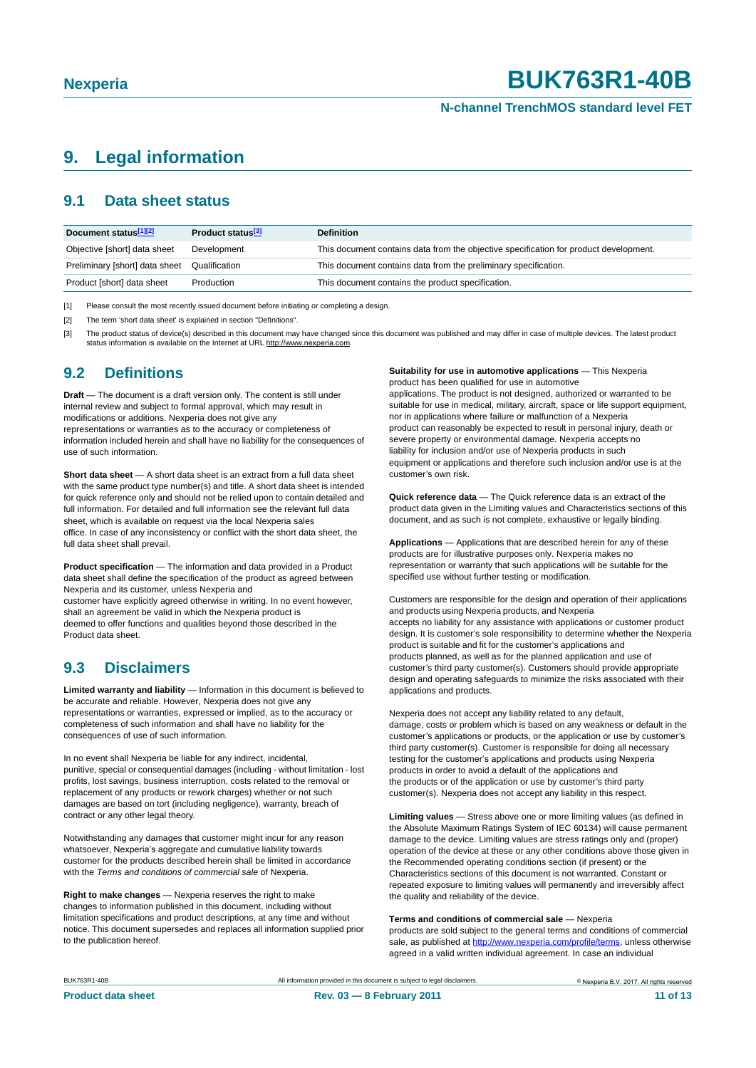# 9. Legal information

## 9.1 Data sheet status

| Document status[1][2] | Product status[3] | Definition |
|---|---|---|
| Objective [short] data sheet | Development | This document contains data from the objective specification for product development. |
| Preliminary [short] data sheet | Qualification | This document contains data from the preliminary specification. |
| Product [short] data sheet | Production | This document contains the product specification. |

[1] Please consult the most recently issued document before initiating or completing a design.

[2] The term 'short data sheet' is explained in section "Definitions".

[3] The product status of device(s) described in this document may have changed since this document was published and may differ in case of multiple devices. The latest product status information is available on the Internet at URL http://www.nexperia.com.

## 9.2 Definitions

**Draft** — The document is a draft version only. The content is still under internal review and subject to formal approval, which may result in modifications or additions. Nexperia does not give any representations or warranties as to the accuracy or completeness of information included herein and shall have no liability for the consequences of use of such information.

**Short data sheet** — A short data sheet is an extract from a full data sheet with the same product type number(s) and title. A short data sheet is intended for quick reference only and should not be relied upon to contain detailed and full information. For detailed and full information see the relevant full data sheet, which is available on request via the local Nexperia sales office. In case of any inconsistency or conflict with the short data sheet, the full data sheet shall prevail.

**Product specification** — The information and data provided in a Product data sheet shall define the specification of the product as agreed between Nexperia and its customer, unless Nexperia and customer have explicitly agreed otherwise in writing. In no event however, shall an agreement be valid in which the Nexperia product is deemed to offer functions and qualities beyond those described in the Product data sheet.

## 9.3 Disclaimers

**Limited warranty and liability** — Information in this document is believed to be accurate and reliable. However, Nexperia does not give any representations or warranties, expressed or implied, as to the accuracy or completeness of such information and shall have no liability for the consequences of use of such information.

In no event shall Nexperia be liable for any indirect, incidental, punitive, special or consequential damages (including - without limitation - lost profits, lost savings, business interruption, costs related to the removal or replacement of any products or rework charges) whether or not such damages are based on tort (including negligence), warranty, breach of contract or any other legal theory.

Notwithstanding any damages that customer might incur for any reason whatsoever, Nexperia's aggregate and cumulative liability towards customer for the products described herein shall be limited in accordance with the *Terms and conditions of commercial sale* of Nexperia.

**Right to make changes** — Nexperia reserves the right to make changes to information published in this document, including without limitation specifications and product descriptions, at any time and without notice. This document supersedes and replaces all information supplied prior to the publication hereof.

**Suitability for use in automotive applications** — This Nexperia product has been qualified for use in automotive applications. The product is not designed, authorized or warranted to be suitable for use in medical, military, aircraft, space or life support equipment, nor in applications where failure or malfunction of a Nexperia product can reasonably be expected to result in personal injury, death or severe property or environmental damage. Nexperia accepts no liability for inclusion and/or use of Nexperia products in such equipment or applications and therefore such inclusion and/or use is at the customer's own risk.

**Quick reference data** — The Quick reference data is an extract of the product data given in the Limiting values and Characteristics sections of this document, and as such is not complete, exhaustive or legally binding.

**Applications** — Applications that are described herein for any of these products are for illustrative purposes only. Nexperia makes no representation or warranty that such applications will be suitable for the specified use without further testing or modification.

Customers are responsible for the design and operation of their applications and products using Nexperia products, and Nexperia accepts no liability for any assistance with applications or customer product design. It is customer's sole responsibility to determine whether the Nexperia product is suitable and fit for the customer's applications and products planned, as well as for the planned application and use of customer's third party customer(s). Customers should provide appropriate design and operating safeguards to minimize the risks associated with their applications and products.

Nexperia does not accept any liability related to any default, damage, costs or problem which is based on any weakness or default in the customer's applications or products, or the application or use by customer's third party customer(s). Customer is responsible for doing all necessary testing for the customer's applications and products using Nexperia products in order to avoid a default of the applications and the products or of the application or use by customer's third party customer(s). Nexperia does not accept any liability in this respect.

**Limiting values** — Stress above one or more limiting values (as defined in the Absolute Maximum Ratings System of IEC 60134) will cause permanent damage to the device. Limiting values are stress ratings only and (proper) operation of the device at these or any other conditions above those given in the Recommended operating conditions section (if present) or the Characteristics sections of this document is not warranted. Constant or repeated exposure to limiting values will permanently and irreversibly affect the quality and reliability of the device.

**Terms and conditions of commercial sale** — Nexperia products are sold subject to the general terms and conditions of commercial sale, as published at http://www.nexperia.com/profile/terms, unless otherwise agreed in a valid written individual agreement. In case an individual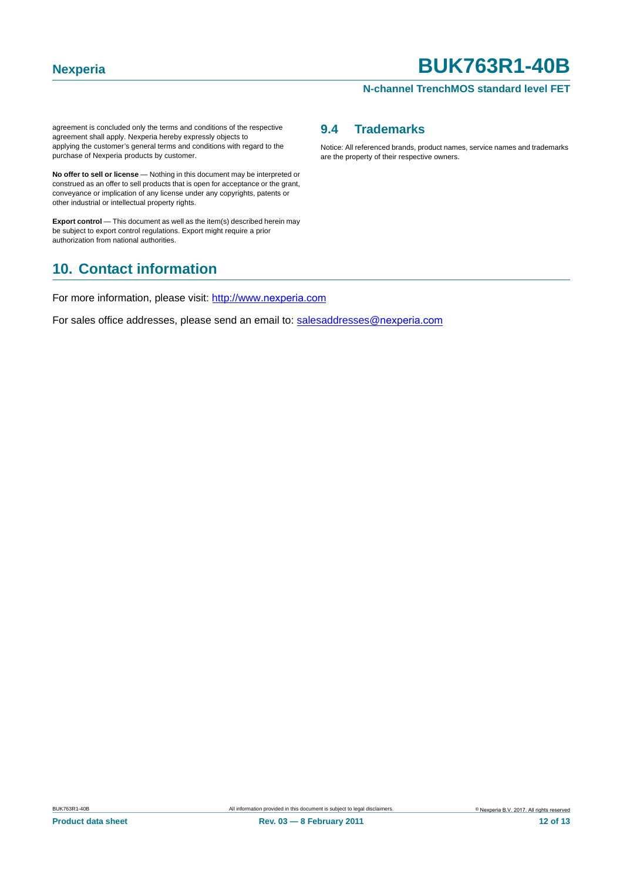agreement is concluded only the terms and conditions of the respective agreement shall apply. Nexperia hereby expressly objects to applying the customer's general terms and conditions with regard to the purchase of Nexperia products by customer.

**No offer to sell or license** — Nothing in this document may be interpreted or construed as an offer to sell products that is open for acceptance or the grant, conveyance or implication of any license under any copyrights, patents or other industrial or intellectual property rights.

**Export control** — This document as well as the item(s) described herein may be subject to export control regulations. Export might require a prior authorization from national authorities.

### 9.4 Trademarks

Notice: All referenced brands, product names, service names and trademarks are the property of their respective owners.

## 10. Contact information

For more information, please visit: http://www.nexperia.com

For sales office addresses, please send an email to: salesaddresses@nexperia.com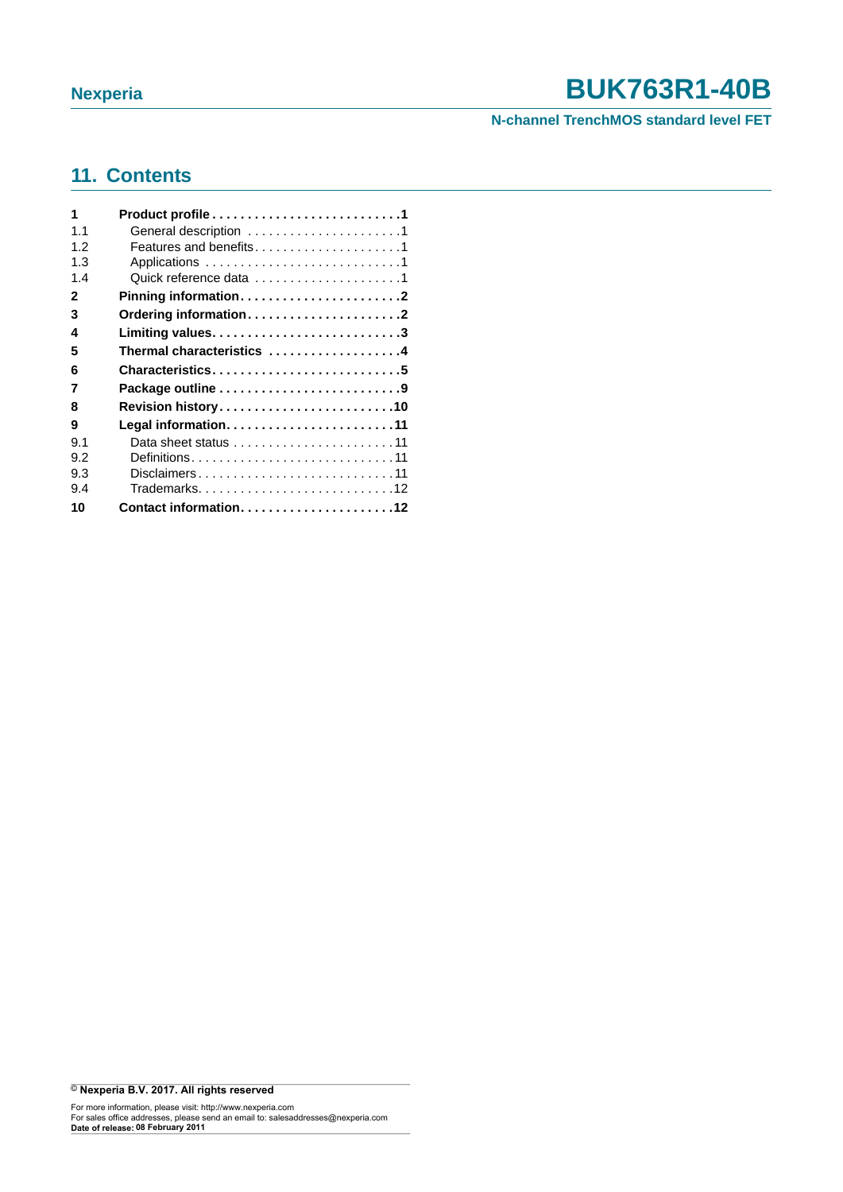## 11. Contents

| | | |
|---|---|---|
| **1** | **Product profile** | **1** |
| 1.1 | General description | 1 |
| 1.2 | Features and benefits | 1 |
| 1.3 | Applications | 1 |
| 1.4 | Quick reference data | 1 |
| **2** | **Pinning information** | **2** |
| **3** | **Ordering information** | **2** |
| **4** | **Limiting values** | **3** |
| **5** | **Thermal characteristics** | **4** |
| **6** | **Characteristics** | **5** |
| **7** | **Package outline** | **9** |
| **8** | **Revision history** | **10** |
| **9** | **Legal information** | **11** |
| 9.1 | Data sheet status | 11 |
| 9.2 | Definitions | 11 |
| 9.3 | Disclaimers | 11 |
| 9.4 | Trademarks | 12 |
| **10** | **Contact information** | **12** |

**© Nexperia B.V. 2017. All rights reserved**

For more information, please visit: http://www.nexperia.com
For sales office addresses, please send an email to: salesaddresses@nexperia.com
**Date of release: 08 February 2011**